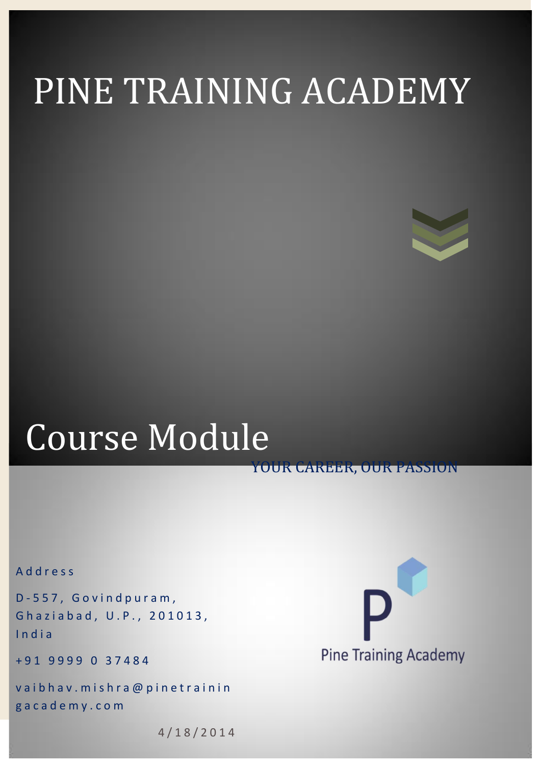# PINE TRAINING ACADEMY

## Course Module

YOUR CAREER, OUR PASSION

Address

D-557, Govindpuram,
Ghaziabad, U.P., 201013,
India

+91 9999 0 37484

vaibhav.mishra@pinetrainingacademy.com

4/18/2014

Pine Training Academy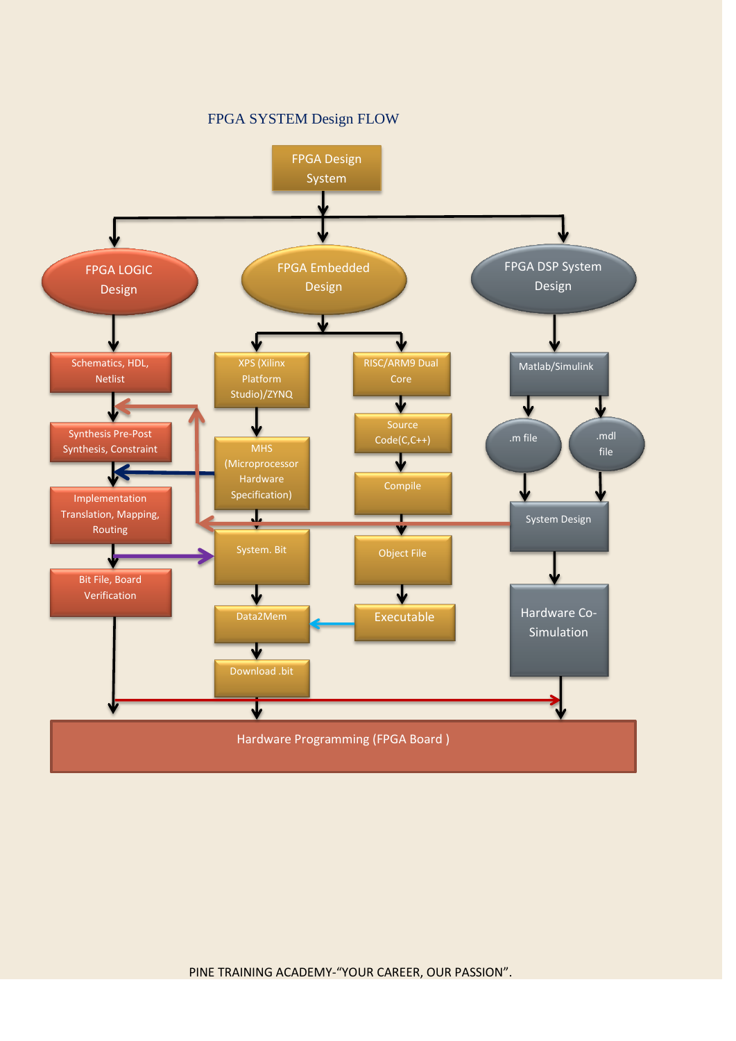## FPGA SYSTEM Design FLOW

FPGA Design System

FPGA LOGIC Design

FPGA Embedded Design

FPGA DSP System Design

Schematics, HDL, Netlist

Synthesis Pre-Post Synthesis, Constraint

Implementation Translation, Mapping, Routing

Bit File, Board Verification

XPS (Xilinx Platform Studio)/ZYNQ

MHS (Microprocessor Hardware Specification)

System. Bit

Data2Mem

Download .bit

RISC/ARM9 Dual Core

Source Code(C,C++)

Compile

Object File

Executable

Matlab/Simulink

.m file

.mdl file

System Design

Hardware Co-Simulation

Hardware Programming (FPGA Board )

PINE TRAINING ACADEMY-"YOUR CAREER, OUR PASSION".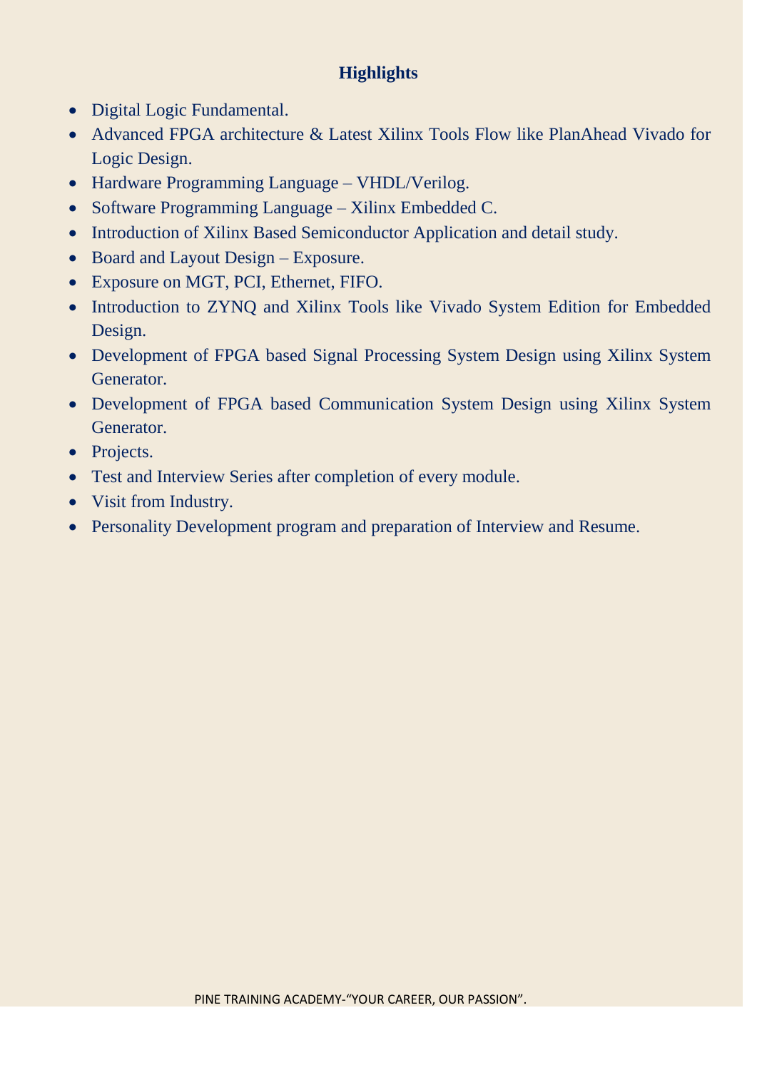## Highlights

- Digital Logic Fundamental.
- Advanced FPGA architecture & Latest Xilinx Tools Flow like PlanAhead Vivado for Logic Design.
- Hardware Programming Language – VHDL/Verilog.
- Software Programming Language – Xilinx Embedded C.
- Introduction of Xilinx Based Semiconductor Application and detail study.
- Board and Layout Design – Exposure.
- Exposure on MGT, PCI, Ethernet, FIFO.
- Introduction to ZYNQ and Xilinx Tools like Vivado System Edition for Embedded Design.
- Development of FPGA based Signal Processing System Design using Xilinx System Generator.
- Development of FPGA based Communication System Design using Xilinx System Generator.
- Projects.
- Test and Interview Series after completion of every module.
- Visit from Industry.
- Personality Development program and preparation of Interview and Resume.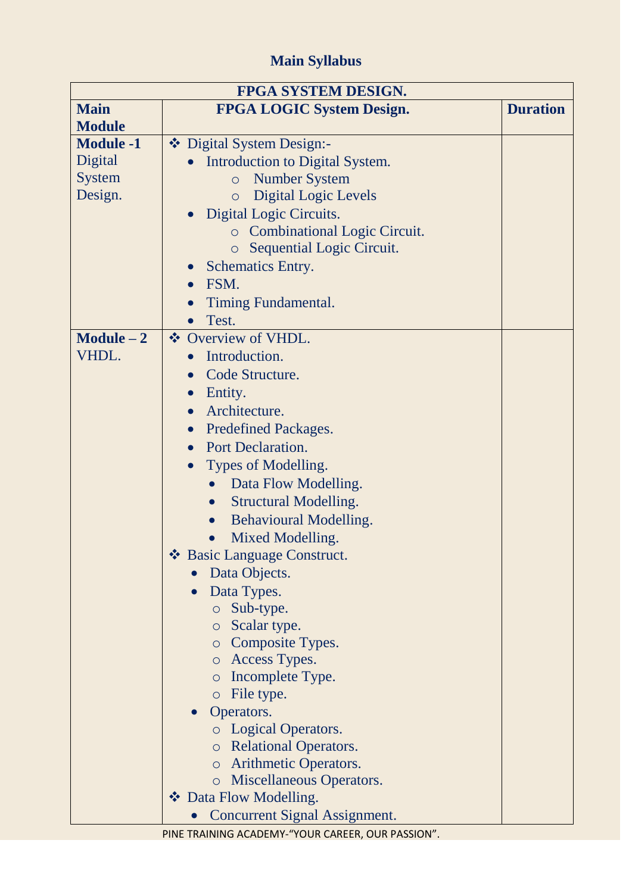## Main Syllabus

| FPGA SYSTEM DESIGN. | | |
|---|---|---|
| **Main Module** | **FPGA LOGIC System Design.** | **Duration** |
| **Module -1** Digital System Design. | ❖ Digital System Design:-<br>• Introduction to Digital System.<br>  ○ Number System<br>  ○ Digital Logic Levels<br>• Digital Logic Circuits.<br>  ○ Combinational Logic Circuit.<br>  ○ Sequential Logic Circuit.<br>• Schematics Entry.<br>• FSM.<br>• Timing Fundamental.<br>• Test. | |
| **Module – 2** VHDL. | ❖ Overview of VHDL.<br>• Introduction.<br>• Code Structure.<br>• Entity.<br>• Architecture.<br>• Predefined Packages.<br>• Port Declaration.<br>• Types of Modelling.<br>  • Data Flow Modelling.<br>  • Structural Modelling.<br>  • Behavioural Modelling.<br>  • Mixed Modelling.<br>❖ Basic Language Construct.<br>• Data Objects.<br>• Data Types.<br>  ○ Sub-type.<br>  ○ Scalar type.<br>  ○ Composite Types.<br>  ○ Access Types.<br>  ○ Incomplete Type.<br>  ○ File type.<br>• Operators.<br>  ○ Logical Operators.<br>  ○ Relational Operators.<br>  ○ Arithmetic Operators.<br>  ○ Miscellaneous Operators.<br>❖ Data Flow Modelling.<br>• Concurrent Signal Assignment. | |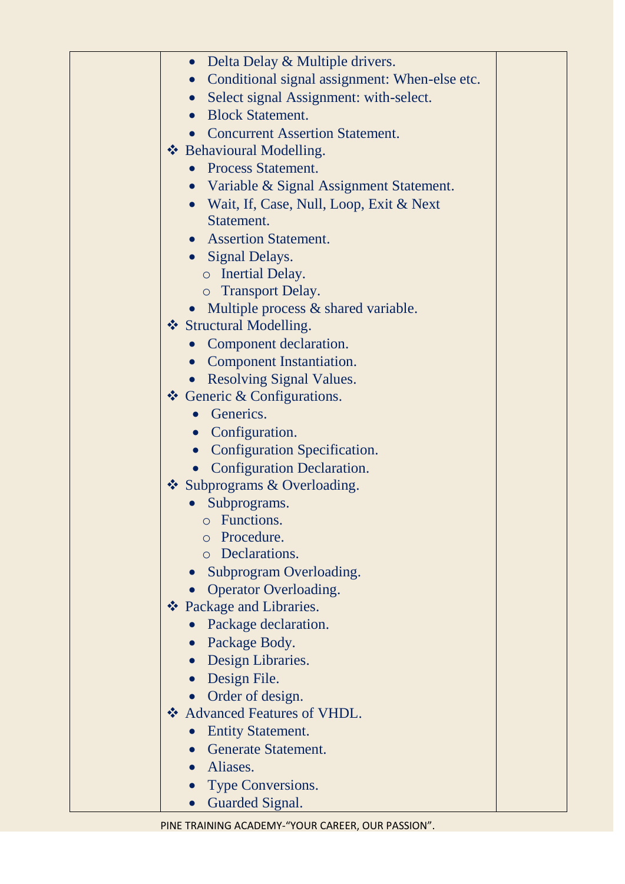| | | |
|---|---|---|
| | • Delta Delay & Multiple drivers.<br>• Conditional signal assignment: When-else etc.<br>• Select signal Assignment: with-select.<br>• Block Statement.<br>• Concurrent Assertion Statement.<br>❖ Behavioural Modelling.<br>• Process Statement.<br>• Variable & Signal Assignment Statement.<br>• Wait, If, Case, Null, Loop, Exit & Next Statement.<br>• Assertion Statement.<br>• Signal Delays.<br>○ Inertial Delay.<br>○ Transport Delay.<br>• Multiple process & shared variable.<br>❖ Structural Modelling.<br>• Component declaration.<br>• Component Instantiation.<br>• Resolving Signal Values.<br>❖ Generic & Configurations.<br>• Generics.<br>• Configuration.<br>• Configuration Specification.<br>• Configuration Declaration.<br>❖ Subprograms & Overloading.<br>• Subprograms.<br>○ Functions.<br>○ Procedure.<br>○ Declarations.<br>• Subprogram Overloading.<br>• Operator Overloading.<br>❖ Package and Libraries.<br>• Package declaration.<br>• Package Body.<br>• Design Libraries.<br>• Design File.<br>• Order of design.<br>❖ Advanced Features of VHDL.<br>• Entity Statement.<br>• Generate Statement.<br>• Aliases.<br>• Type Conversions.<br>• Guarded Signal. | |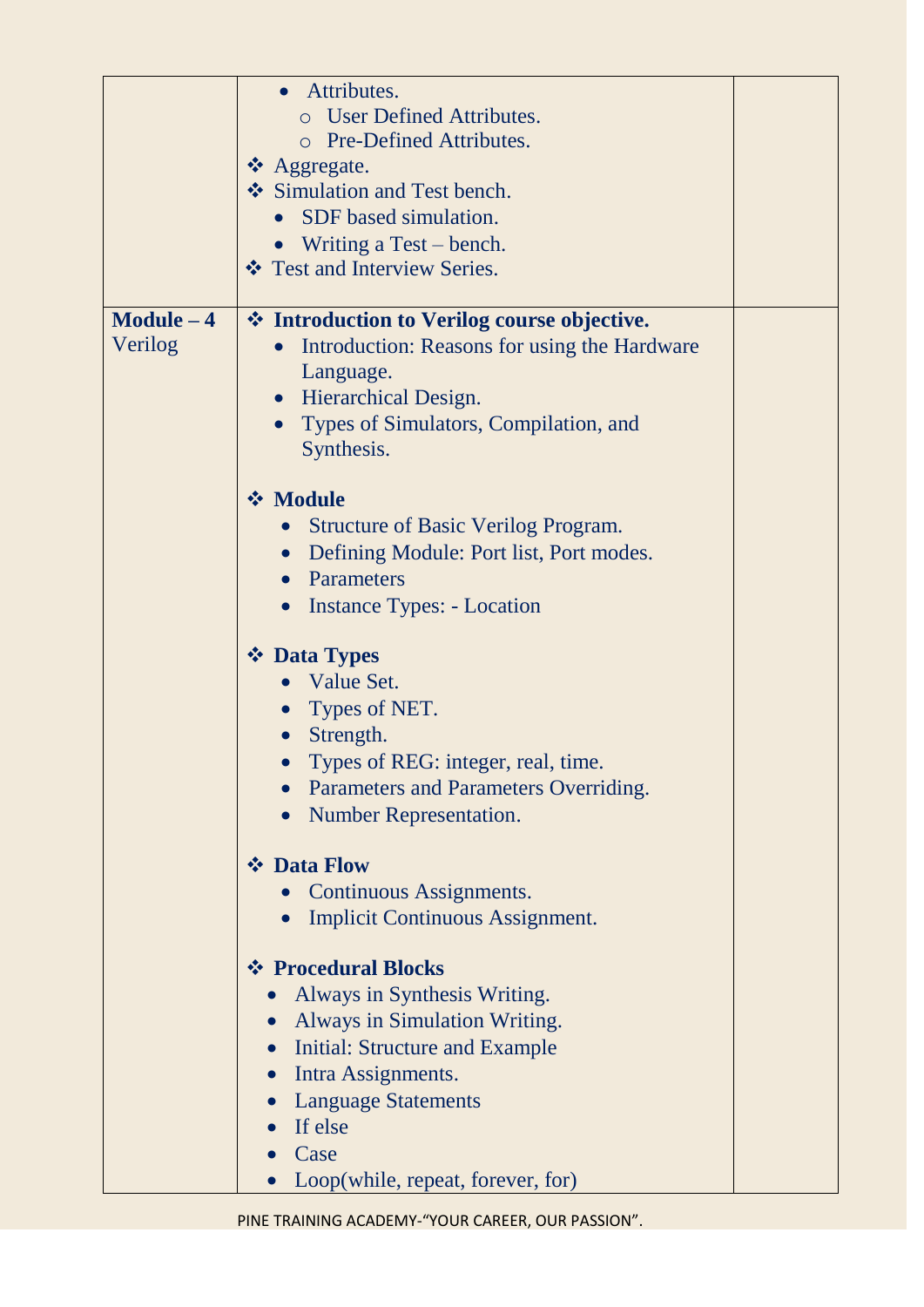| | | |
|---|---|---|
| | • Attributes.<br>  ○ User Defined Attributes.<br>  ○ Pre-Defined Attributes.<br>❖ Aggregate.<br>❖ Simulation and Test bench.<br>  • SDF based simulation.<br>  • Writing a Test – bench.<br>❖ Test and Interview Series. | |
| **Module – 4**<br>Verilog | ❖ **Introduction to Verilog course objective.**<br>  • Introduction: Reasons for using the Hardware Language.<br>  • Hierarchical Design.<br>  • Types of Simulators, Compilation, and Synthesis.<br><br>❖ **Module**<br>  • Structure of Basic Verilog Program.<br>  • Defining Module: Port list, Port modes.<br>  • Parameters<br>  • Instance Types: - Location<br><br>❖ **Data Types**<br>  • Value Set.<br>  • Types of NET.<br>  • Strength.<br>  • Types of REG: integer, real, time.<br>  • Parameters and Parameters Overriding.<br>  • Number Representation.<br><br>❖ **Data Flow**<br>  • Continuous Assignments.<br>  • Implicit Continuous Assignment.<br><br>❖ **Procedural Blocks**<br>  • Always in Synthesis Writing.<br>  • Always in Simulation Writing.<br>  • Initial: Structure and Example<br>  • Intra Assignments.<br>  • Language Statements<br>  • If else<br>  • Case<br>  • Loop(while, repeat, forever, for) | |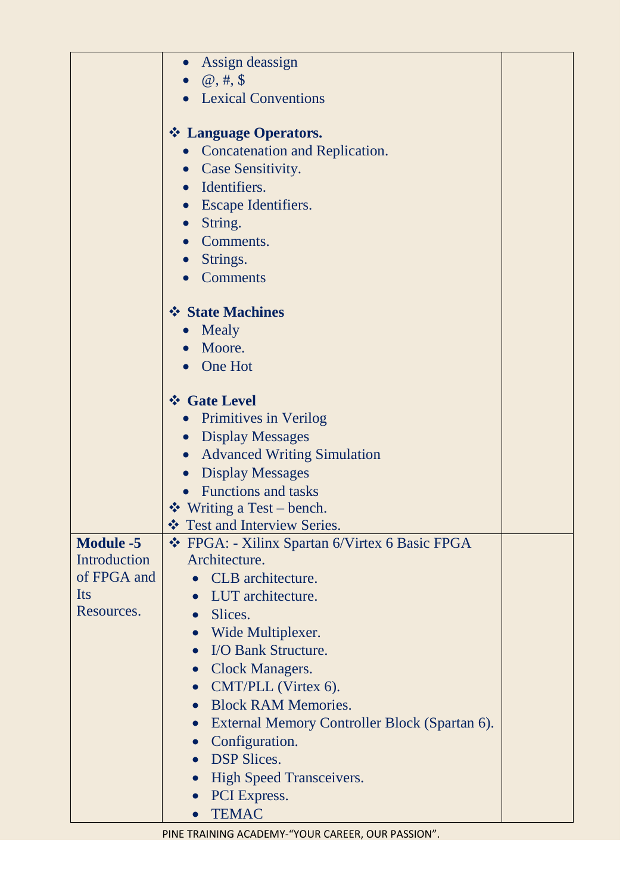| | | |
|---|---|---|
| | • Assign deassign<br>• @, #, $<br>• Lexical Conventions<br><br>❖ **Language Operators.**<br>• Concatenation and Replication.<br>• Case Sensitivity.<br>• Identifiers.<br>• Escape Identifiers.<br>• String.<br>• Comments.<br>• Strings.<br>• Comments<br><br>❖ **State Machines**<br>• Mealy<br>• Moore.<br>• One Hot<br><br>❖ **Gate Level**<br>• Primitives in Verilog<br>• Display Messages<br>• Advanced Writing Simulation<br>• Display Messages<br>• Functions and tasks<br>❖ Writing a Test – bench.<br>❖ Test and Interview Series. | |
| **Module -5** Introduction of FPGA and Its Resources. | ❖ FPGA: - Xilinx Spartan 6/Virtex 6 Basic FPGA Architecture.<br>• CLB architecture.<br>• LUT architecture.<br>• Slices.<br>• Wide Multiplexer.<br>• I/O Bank Structure.<br>• Clock Managers.<br>• CMT/PLL (Virtex 6).<br>• Block RAM Memories.<br>• External Memory Controller Block (Spartan 6).<br>• Configuration.<br>• DSP Slices.<br>• High Speed Transceivers.<br>• PCI Express.<br>• TEMAC | |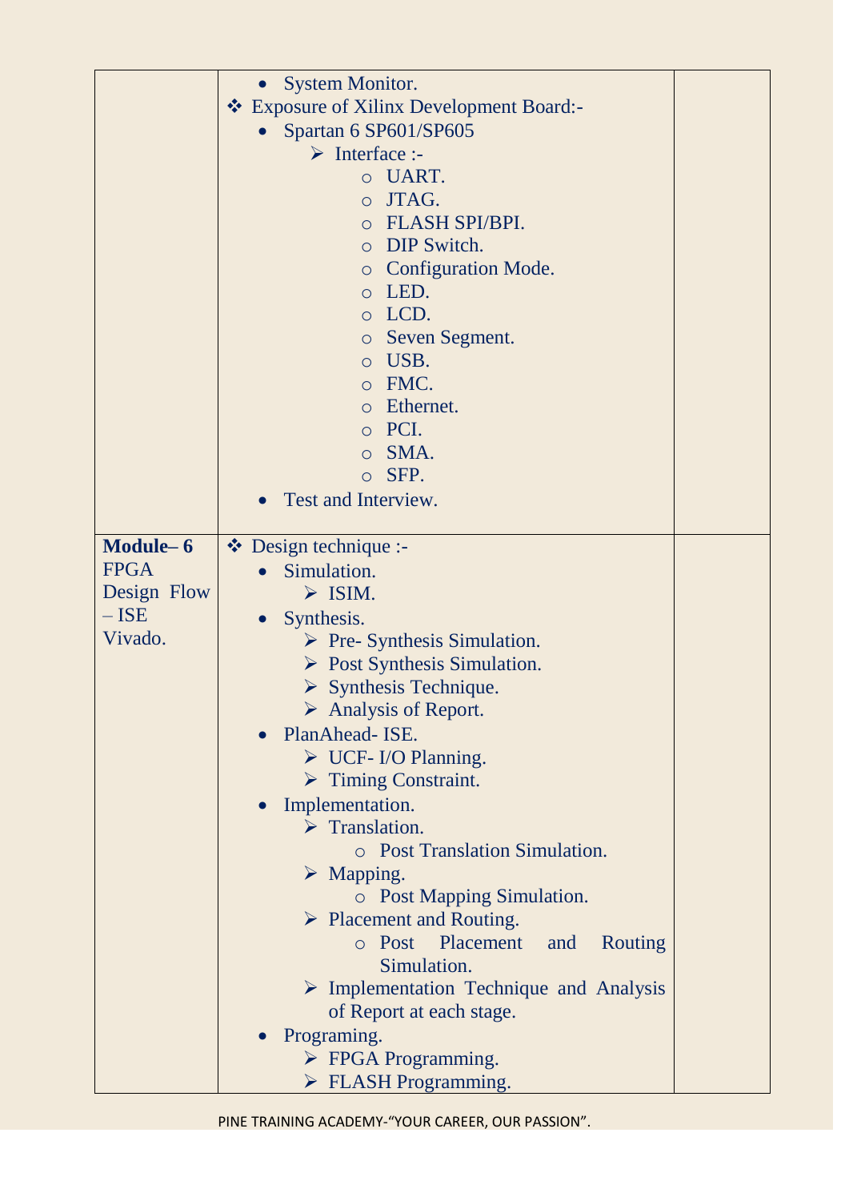| | | |
|---|---|---|
| | • System Monitor.<br>❖ Exposure of Xilinx Development Board:-<br>• Spartan 6 SP601/SP605<br>➢ Interface :-<br>○ UART.<br>○ JTAG.<br>○ FLASH SPI/BPI.<br>○ DIP Switch.<br>○ Configuration Mode.<br>○ LED.<br>○ LCD.<br>○ Seven Segment.<br>○ USB.<br>○ FMC.<br>○ Ethernet.<br>○ PCI.<br>○ SMA.<br>○ SFP.<br>• Test and Interview. | |
| **Module– 6**<br>FPGA Design Flow – ISE Vivado. | ❖ Design technique :-<br>• Simulation.<br>➢ ISIM.<br>• Synthesis.<br>➢ Pre- Synthesis Simulation.<br>➢ Post Synthesis Simulation.<br>➢ Synthesis Technique.<br>➢ Analysis of Report.<br>• PlanAhead- ISE.<br>➢ UCF- I/O Planning.<br>➢ Timing Constraint.<br>• Implementation.<br>➢ Translation.<br>○ Post Translation Simulation.<br>➢ Mapping.<br>○ Post Mapping Simulation.<br>➢ Placement and Routing.<br>○ Post Placement and Routing Simulation.<br>➢ Implementation Technique and Analysis of Report at each stage.<br>• Programing.<br>➢ FPGA Programming.<br>➢ FLASH Programming. | |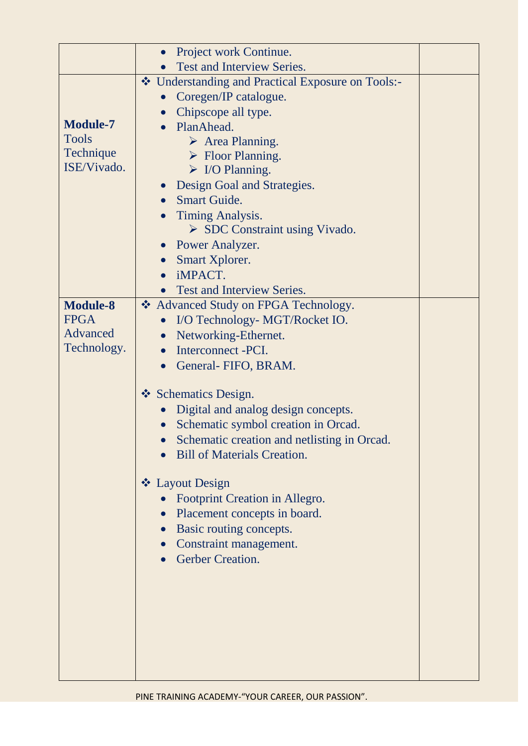| | | |
|---|---|---|
| | • Project work Continue.<br>• Test and Interview Series. | |
| **Module-7** Tools Technique ISE/Vivado. | ❖ Understanding and Practical Exposure on Tools:-<br>• Coregen/IP catalogue.<br>• Chipscope all type.<br>• PlanAhead.<br>&nbsp;&nbsp;➢ Area Planning.<br>&nbsp;&nbsp;➢ Floor Planning.<br>&nbsp;&nbsp;➢ I/O Planning.<br>• Design Goal and Strategies.<br>• Smart Guide.<br>• Timing Analysis.<br>&nbsp;&nbsp;➢ SDC Constraint using Vivado.<br>• Power Analyzer.<br>• Smart Xplorer.<br>• iMPACT.<br>• Test and Interview Series. | |
| **Module-8** FPGA Advanced Technology. | ❖ Advanced Study on FPGA Technology.<br>• I/O Technology- MGT/Rocket IO.<br>• Networking-Ethernet.<br>• Interconnect -PCI.<br>• General- FIFO, BRAM.<br><br>❖ Schematics Design.<br>• Digital and analog design concepts.<br>• Schematic symbol creation in Orcad.<br>• Schematic creation and netlisting in Orcad.<br>• Bill of Materials Creation.<br><br>❖ Layout Design<br>• Footprint Creation in Allegro.<br>• Placement concepts in board.<br>• Basic routing concepts.<br>• Constraint management.<br>• Gerber Creation. | |

PINE TRAINING ACADEMY-"YOUR CAREER, OUR PASSION".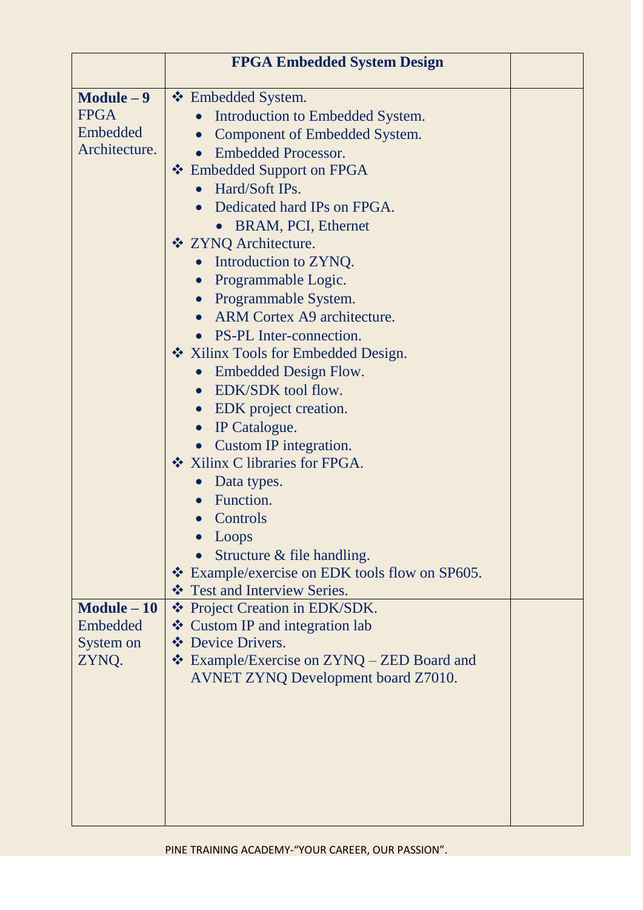|  | **FPGA Embedded System Design** |  |
|---|---|---|
| **Module – 9** FPGA Embedded Architecture. | ❖ Embedded System.<br>• Introduction to Embedded System.<br>• Component of Embedded System.<br>• Embedded Processor.<br>❖ Embedded Support on FPGA<br>• Hard/Soft IPs.<br>• Dedicated hard IPs on FPGA.<br>  • BRAM, PCI, Ethernet<br>❖ ZYNQ Architecture.<br>• Introduction to ZYNQ.<br>• Programmable Logic.<br>• Programmable System.<br>• ARM Cortex A9 architecture.<br>• PS-PL Inter-connection.<br>❖ Xilinx Tools for Embedded Design.<br>• Embedded Design Flow.<br>• EDK/SDK tool flow.<br>• EDK project creation.<br>• IP Catalogue.<br>• Custom IP integration.<br>❖ Xilinx C libraries for FPGA.<br>• Data types.<br>• Function.<br>• Controls<br>• Loops<br>• Structure & file handling.<br>❖ Example/exercise on EDK tools flow on SP605.<br>❖ Test and Interview Series. |  |
| **Module – 10** Embedded System on ZYNQ. | ❖ Project Creation in EDK/SDK.<br>❖ Custom IP and integration lab<br>❖ Device Drivers.<br>❖ Example/Exercise on ZYNQ – ZED Board and AVNET ZYNQ Development board Z7010. |  |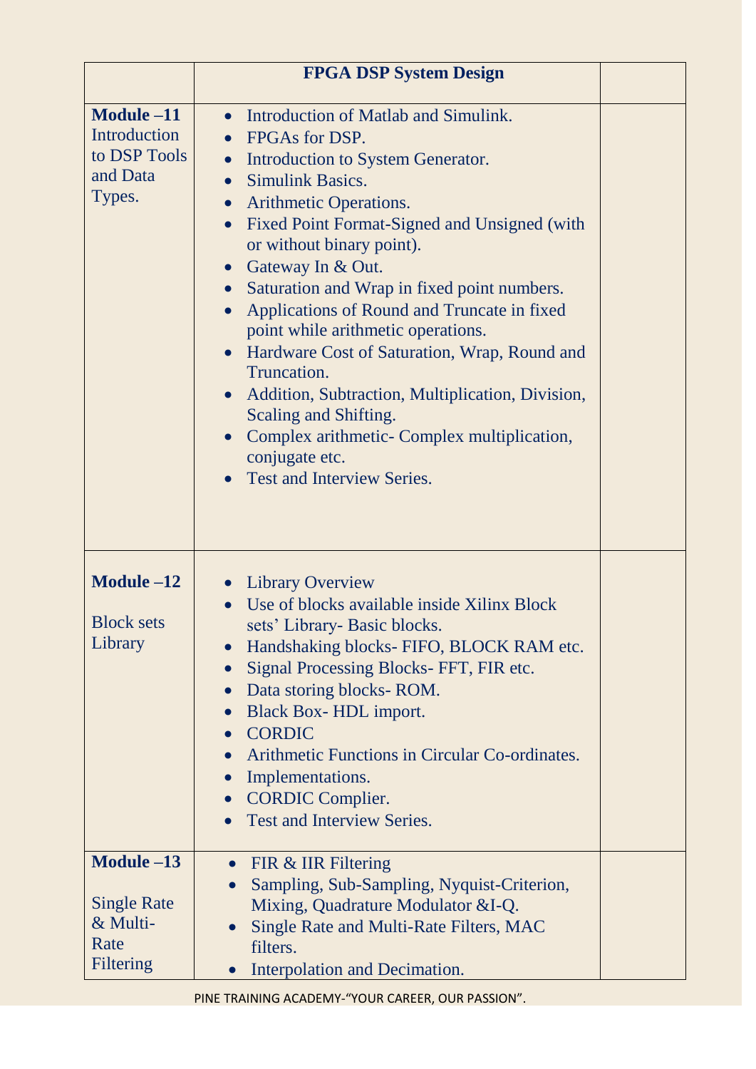| | FPGA DSP System Design | |
|---|---|---|
| **Module –11** Introduction to DSP Tools and Data Types. | • Introduction of Matlab and Simulink.<br>• FPGAs for DSP.<br>• Introduction to System Generator.<br>• Simulink Basics.<br>• Arithmetic Operations.<br>• Fixed Point Format-Signed and Unsigned (with or without binary point).<br>• Gateway In & Out.<br>• Saturation and Wrap in fixed point numbers.<br>• Applications of Round and Truncate in fixed point while arithmetic operations.<br>• Hardware Cost of Saturation, Wrap, Round and Truncation.<br>• Addition, Subtraction, Multiplication, Division, Scaling and Shifting.<br>• Complex arithmetic- Complex multiplication, conjugate etc.<br>• Test and Interview Series. | |
| **Module –12**<br><br>Block sets Library | • Library Overview<br>• Use of blocks available inside Xilinx Block sets' Library- Basic blocks.<br>• Handshaking blocks- FIFO, BLOCK RAM etc.<br>• Signal Processing Blocks- FFT, FIR etc.<br>• Data storing blocks- ROM.<br>• Black Box- HDL import.<br>• CORDIC<br>• Arithmetic Functions in Circular Co-ordinates.<br>• Implementations.<br>• CORDIC Complier.<br>• Test and Interview Series. | |
| **Module –13**<br><br>Single Rate & Multi-Rate Filtering | • FIR & IIR Filtering<br>• Sampling, Sub-Sampling, Nyquist-Criterion, Mixing, Quadrature Modulator &I-Q.<br>• Single Rate and Multi-Rate Filters, MAC filters.<br>• Interpolation and Decimation. | |

PINE TRAINING ACADEMY-"YOUR CAREER, OUR PASSION".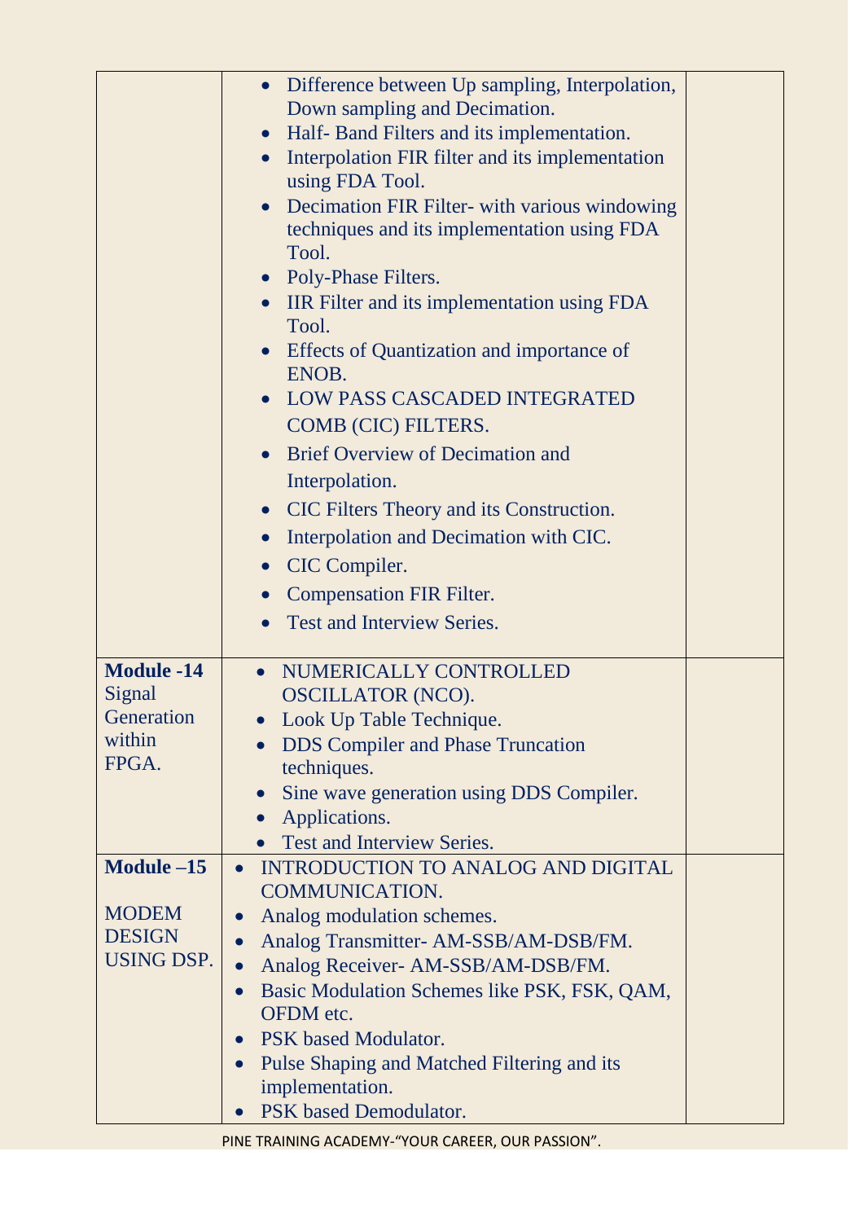| | | |
|---|---|---|
| | • Difference between Up sampling, Interpolation, Down sampling and Decimation.<br>• Half- Band Filters and its implementation.<br>• Interpolation FIR filter and its implementation using FDA Tool.<br>• Decimation FIR Filter- with various windowing techniques and its implementation using FDA Tool.<br>• Poly-Phase Filters.<br>• IIR Filter and its implementation using FDA Tool.<br>• Effects of Quantization and importance of ENOB.<br>• LOW PASS CASCADED INTEGRATED COMB (CIC) FILTERS.<br>• Brief Overview of Decimation and Interpolation.<br>• CIC Filters Theory and its Construction.<br>• Interpolation and Decimation with CIC.<br>• CIC Compiler.<br>• Compensation FIR Filter.<br>• Test and Interview Series. | |
| **Module -14** Signal Generation within FPGA. | • NUMERICALLY CONTROLLED OSCILLATOR (NCO).<br>• Look Up Table Technique.<br>• DDS Compiler and Phase Truncation techniques.<br>• Sine wave generation using DDS Compiler.<br>• Applications.<br>• Test and Interview Series. | |
| **Module –15** MODEM DESIGN USING DSP. | • INTRODUCTION TO ANALOG AND DIGITAL COMMUNICATION.<br>• Analog modulation schemes.<br>• Analog Transmitter- AM-SSB/AM-DSB/FM.<br>• Analog Receiver- AM-SSB/AM-DSB/FM.<br>• Basic Modulation Schemes like PSK, FSK, QAM, OFDM etc.<br>• PSK based Modulator.<br>• Pulse Shaping and Matched Filtering and its implementation.<br>• PSK based Demodulator. | |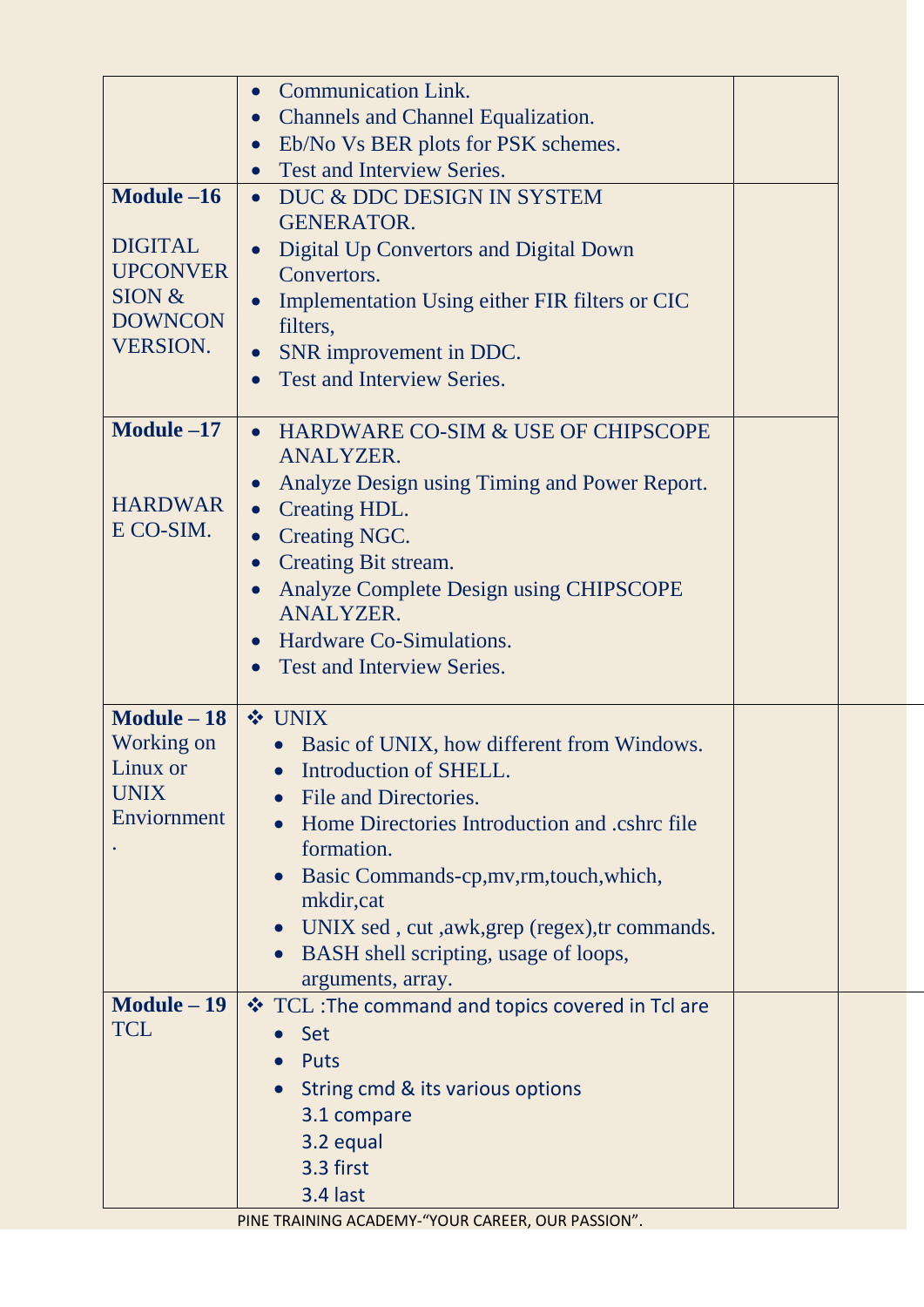| | | |
|---|---|---|
| | • Communication Link.<br>• Channels and Channel Equalization.<br>• Eb/No Vs BER plots for PSK schemes.<br>• Test and Interview Series. | |
| **Module –16**<br><br>DIGITAL UPCONVERSION & DOWNCONVERSION. | • DUC & DDC DESIGN IN SYSTEM GENERATOR.<br>• Digital Up Convertors and Digital Down Convertors.<br>• Implementation Using either FIR filters or CIC filters,<br>• SNR improvement in DDC.<br>• Test and Interview Series. | |
| **Module –17**<br><br>HARDWARE CO-SIM. | • HARDWARE CO-SIM & USE OF CHIPSCOPE ANALYZER.<br>• Analyze Design using Timing and Power Report.<br>• Creating HDL.<br>• Creating NGC.<br>• Creating Bit stream.<br>• Analyze Complete Design using CHIPSCOPE ANALYZER.<br>• Hardware Co-Simulations.<br>• Test and Interview Series. | |
| **Module – 18**<br>Working on Linux or UNIX Enviornment. | ❖ UNIX<br>• Basic of UNIX, how different from Windows.<br>• Introduction of SHELL.<br>• File and Directories.<br>• Home Directories Introduction and .cshrc file formation.<br>• Basic Commands-cp,mv,rm,touch,which, mkdir,cat<br>• UNIX sed , cut ,awk,grep (regex),tr commands.<br>• BASH shell scripting, usage of loops, arguments, array. | |
| **Module – 19**<br>TCL | ❖ TCL :The command and topics covered in Tcl are<br>• Set<br>• Puts<br>• String cmd & its various options<br>3.1 compare<br>3.2 equal<br>3.3 first<br>3.4 last | |

PINE TRAINING ACADEMY-"YOUR CAREER, OUR PASSION".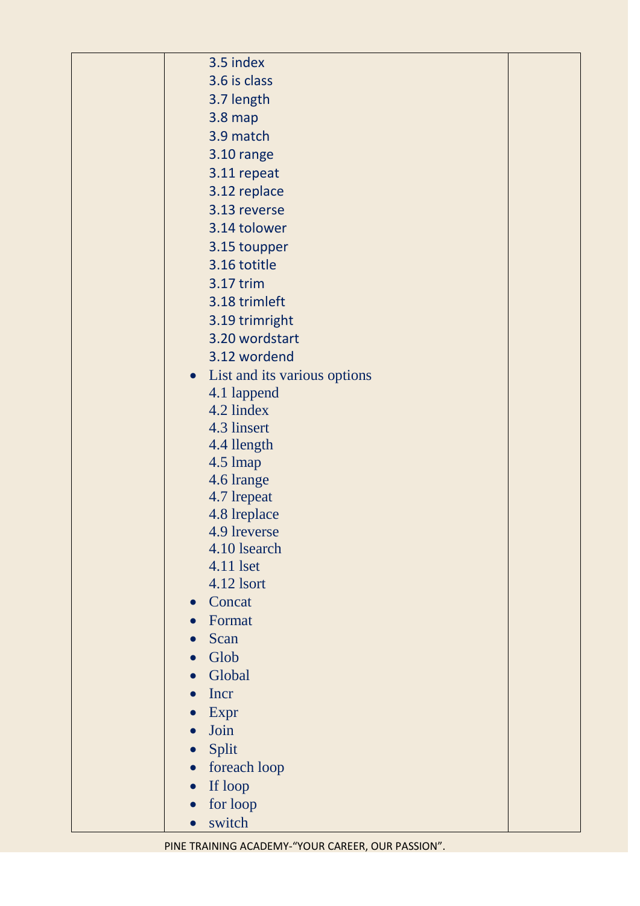| | | |
|---|---|---|
| | 3.5 index<br>3.6 is class<br>3.7 length<br>3.8 map<br>3.9 match<br>3.10 range<br>3.11 repeat<br>3.12 replace<br>3.13 reverse<br>3.14 tolower<br>3.15 toupper<br>3.16 totitle<br>3.17 trim<br>3.18 trimleft<br>3.19 trimright<br>3.20 wordstart<br>3.12 wordend<br>• List and its various options<br>4.1 lappend<br>4.2 lindex<br>4.3 linsert<br>4.4 llength<br>4.5 lmap<br>4.6 lrange<br>4.7 lrepeat<br>4.8 lreplace<br>4.9 lreverse<br>4.10 lsearch<br>4.11 lset<br>4.12 lsort<br>• Concat<br>• Format<br>• Scan<br>• Glob<br>• Global<br>• Incr<br>• Expr<br>• Join<br>• Split<br>• foreach loop<br>• If loop<br>• for loop<br>• switch | |

PINE TRAINING ACADEMY-"YOUR CAREER, OUR PASSION".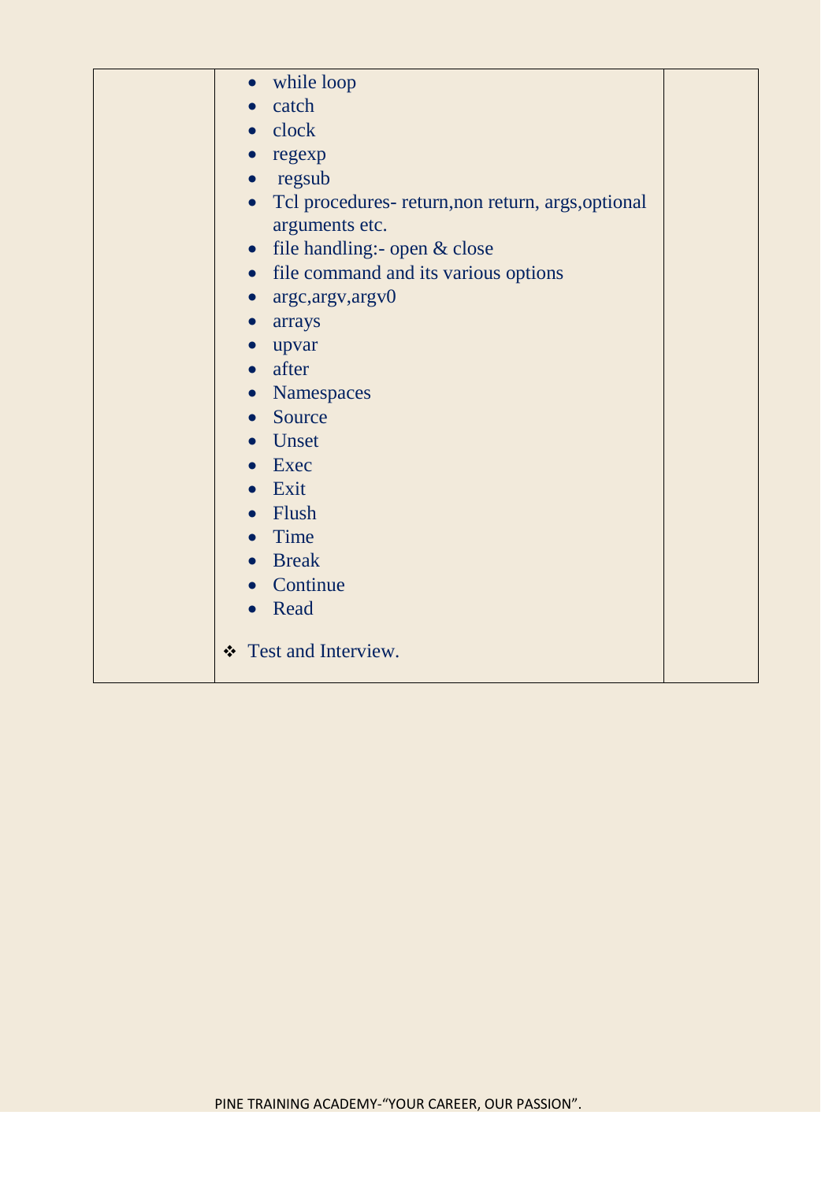| | | |
|---|---|---|
| | • while loop<br>• catch<br>• clock<br>• regexp<br>• regsub<br>• Tcl procedures- return,non return, args,optional arguments etc.<br>• file handling:- open & close<br>• file command and its various options<br>• argc,argv,argv0<br>• arrays<br>• upvar<br>• after<br>• Namespaces<br>• Source<br>• Unset<br>• Exec<br>• Exit<br>• Flush<br>• Time<br>• Break<br>• Continue<br>• Read<br><br>❖ Test and Interview. | |